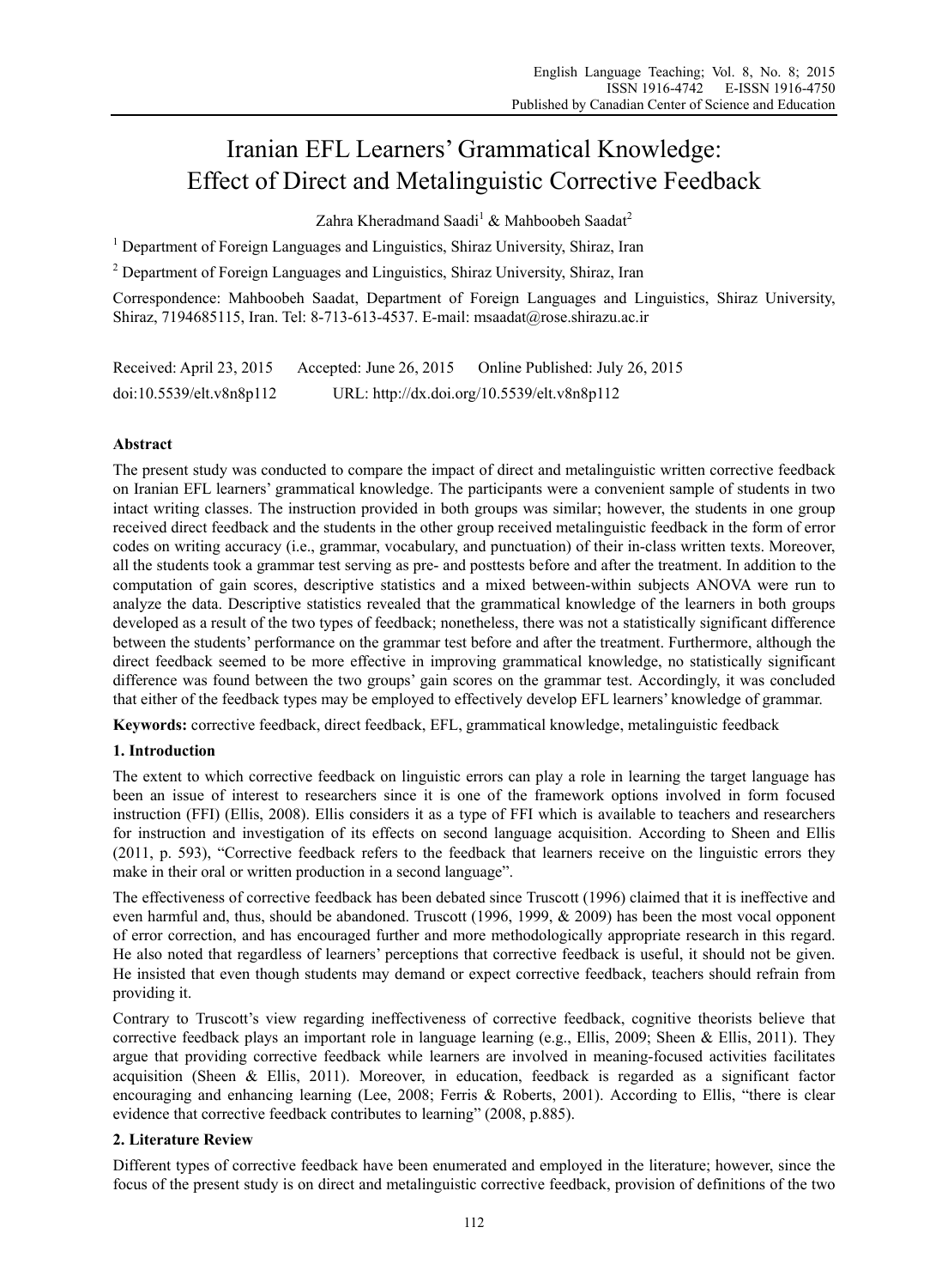# Iranian EFL Learners' Grammatical Knowledge: Effect of Direct and Metalinguistic Corrective Feedback

Zahra Kheradmand Saadi[1] & Mahboobeh Saadat[2]

[1] Department of Foreign Languages and Linguistics, Shiraz University, Shiraz, Iran

[2] Department of Foreign Languages and Linguistics, Shiraz University, Shiraz, Iran

Correspondence: Mahboobeh Saadat, Department of Foreign Languages and Linguistics, Shiraz University, Shiraz, 7194685115, Iran. Tel: 8-713-613-4537. E-mail: msaadat@rose.shirazu.ac.ir

Received: April 23, 2015 Accepted: June 26, 2015 Online Published: July 26, 2015

doi:10.5539/elt.v8n8p112 URL: http://dx.doi.org/10.5539/elt.v8n8p112

## Abstract

The present study was conducted to compare the impact of direct and metalinguistic written corrective feedback on Iranian EFL learners' grammatical knowledge. The participants were a convenient sample of students in two intact writing classes. The instruction provided in both groups was similar; however, the students in one group received direct feedback and the students in the other group received metalinguistic feedback in the form of error codes on writing accuracy (i.e., grammar, vocabulary, and punctuation) of their in-class written texts. Moreover, all the students took a grammar test serving as pre- and posttests before and after the treatment. In addition to the computation of gain scores, descriptive statistics and a mixed between-within subjects ANOVA were run to analyze the data. Descriptive statistics revealed that the grammatical knowledge of the learners in both groups developed as a result of the two types of feedback; nonetheless, there was not a statistically significant difference between the students' performance on the grammar test before and after the treatment. Furthermore, although the direct feedback seemed to be more effective in improving grammatical knowledge, no statistically significant difference was found between the two groups' gain scores on the grammar test. Accordingly, it was concluded that either of the feedback types may be employed to effectively develop EFL learners' knowledge of grammar.

**Keywords:** corrective feedback, direct feedback, EFL, grammatical knowledge, metalinguistic feedback

## 1. Introduction

The extent to which corrective feedback on linguistic errors can play a role in learning the target language has been an issue of interest to researchers since it is one of the framework options involved in form focused instruction (FFI) (Ellis, 2008). Ellis considers it as a type of FFI which is available to teachers and researchers for instruction and investigation of its effects on second language acquisition. According to Sheen and Ellis (2011, p. 593), "Corrective feedback refers to the feedback that learners receive on the linguistic errors they make in their oral or written production in a second language".

The effectiveness of corrective feedback has been debated since Truscott (1996) claimed that it is ineffective and even harmful and, thus, should be abandoned. Truscott (1996, 1999, & 2009) has been the most vocal opponent of error correction, and has encouraged further and more methodologically appropriate research in this regard. He also noted that regardless of learners' perceptions that corrective feedback is useful, it should not be given. He insisted that even though students may demand or expect corrective feedback, teachers should refrain from providing it.

Contrary to Truscott's view regarding ineffectiveness of corrective feedback, cognitive theorists believe that corrective feedback plays an important role in language learning (e.g., Ellis, 2009; Sheen & Ellis, 2011). They argue that providing corrective feedback while learners are involved in meaning-focused activities facilitates acquisition (Sheen & Ellis, 2011). Moreover, in education, feedback is regarded as a significant factor encouraging and enhancing learning (Lee, 2008; Ferris & Roberts, 2001). According to Ellis, "there is clear evidence that corrective feedback contributes to learning" (2008, p.885).

## 2. Literature Review

Different types of corrective feedback have been enumerated and employed in the literature; however, since the focus of the present study is on direct and metalinguistic corrective feedback, provision of definitions of the two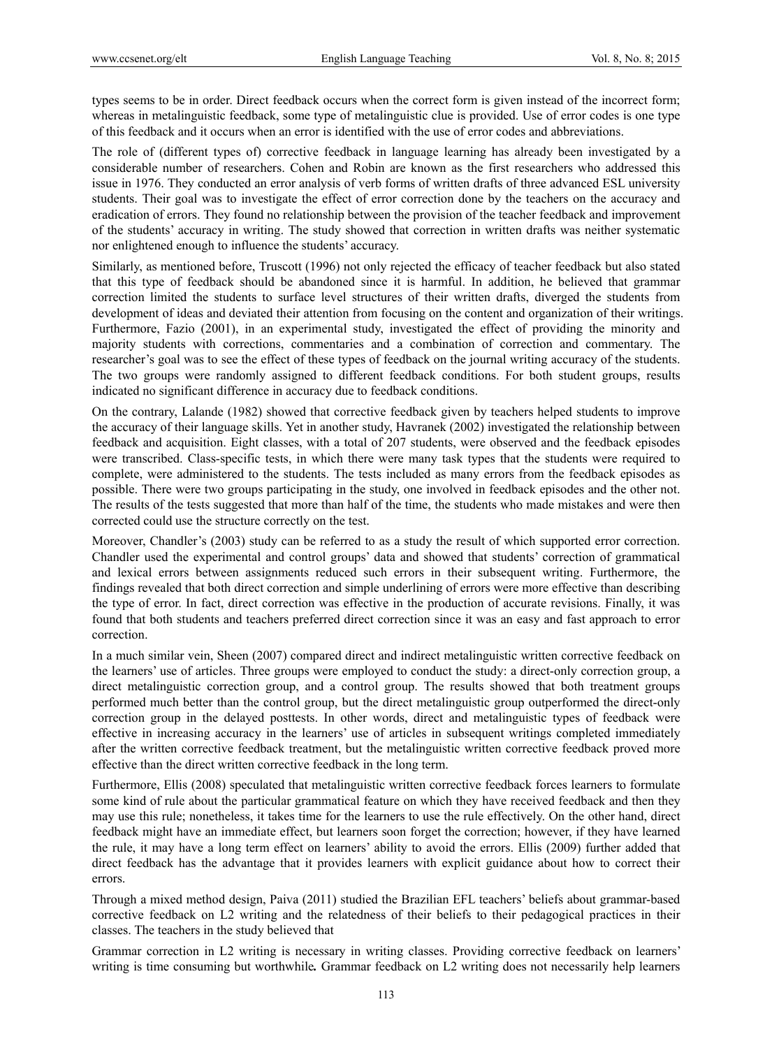types seems to be in order. Direct feedback occurs when the correct form is given instead of the incorrect form; whereas in metalinguistic feedback, some type of metalinguistic clue is provided. Use of error codes is one type of this feedback and it occurs when an error is identified with the use of error codes and abbreviations.

The role of (different types of) corrective feedback in language learning has already been investigated by a considerable number of researchers. Cohen and Robin are known as the first researchers who addressed this issue in 1976. They conducted an error analysis of verb forms of written drafts of three advanced ESL university students. Their goal was to investigate the effect of error correction done by the teachers on the accuracy and eradication of errors. They found no relationship between the provision of the teacher feedback and improvement of the students' accuracy in writing. The study showed that correction in written drafts was neither systematic nor enlightened enough to influence the students' accuracy.

Similarly, as mentioned before, Truscott (1996) not only rejected the efficacy of teacher feedback but also stated that this type of feedback should be abandoned since it is harmful. In addition, he believed that grammar correction limited the students to surface level structures of their written drafts, diverged the students from development of ideas and deviated their attention from focusing on the content and organization of their writings. Furthermore, Fazio (2001), in an experimental study, investigated the effect of providing the minority and majority students with corrections, commentaries and a combination of correction and commentary. The researcher's goal was to see the effect of these types of feedback on the journal writing accuracy of the students. The two groups were randomly assigned to different feedback conditions. For both student groups, results indicated no significant difference in accuracy due to feedback conditions.

On the contrary, Lalande (1982) showed that corrective feedback given by teachers helped students to improve the accuracy of their language skills. Yet in another study, Havranek (2002) investigated the relationship between feedback and acquisition. Eight classes, with a total of 207 students, were observed and the feedback episodes were transcribed. Class-specific tests, in which there were many task types that the students were required to complete, were administered to the students. The tests included as many errors from the feedback episodes as possible. There were two groups participating in the study, one involved in feedback episodes and the other not. The results of the tests suggested that more than half of the time, the students who made mistakes and were then corrected could use the structure correctly on the test.

Moreover, Chandler's (2003) study can be referred to as a study the result of which supported error correction. Chandler used the experimental and control groups' data and showed that students' correction of grammatical and lexical errors between assignments reduced such errors in their subsequent writing. Furthermore, the findings revealed that both direct correction and simple underlining of errors were more effective than describing the type of error. In fact, direct correction was effective in the production of accurate revisions. Finally, it was found that both students and teachers preferred direct correction since it was an easy and fast approach to error correction.

In a much similar vein, Sheen (2007) compared direct and indirect metalinguistic written corrective feedback on the learners' use of articles. Three groups were employed to conduct the study: a direct-only correction group, a direct metalinguistic correction group, and a control group. The results showed that both treatment groups performed much better than the control group, but the direct metalinguistic group outperformed the direct-only correction group in the delayed posttests. In other words, direct and metalinguistic types of feedback were effective in increasing accuracy in the learners' use of articles in subsequent writings completed immediately after the written corrective feedback treatment, but the metalinguistic written corrective feedback proved more effective than the direct written corrective feedback in the long term.

Furthermore, Ellis (2008) speculated that metalinguistic written corrective feedback forces learners to formulate some kind of rule about the particular grammatical feature on which they have received feedback and then they may use this rule; nonetheless, it takes time for the learners to use the rule effectively. On the other hand, direct feedback might have an immediate effect, but learners soon forget the correction; however, if they have learned the rule, it may have a long term effect on learners' ability to avoid the errors. Ellis (2009) further added that direct feedback has the advantage that it provides learners with explicit guidance about how to correct their errors.

Through a mixed method design, Paiva (2011) studied the Brazilian EFL teachers' beliefs about grammar-based corrective feedback on L2 writing and the relatedness of their beliefs to their pedagogical practices in their classes. The teachers in the study believed that

Grammar correction in L2 writing is necessary in writing classes. Providing corrective feedback on learners' writing is time consuming but worthwhile**.** Grammar feedback on L2 writing does not necessarily help learners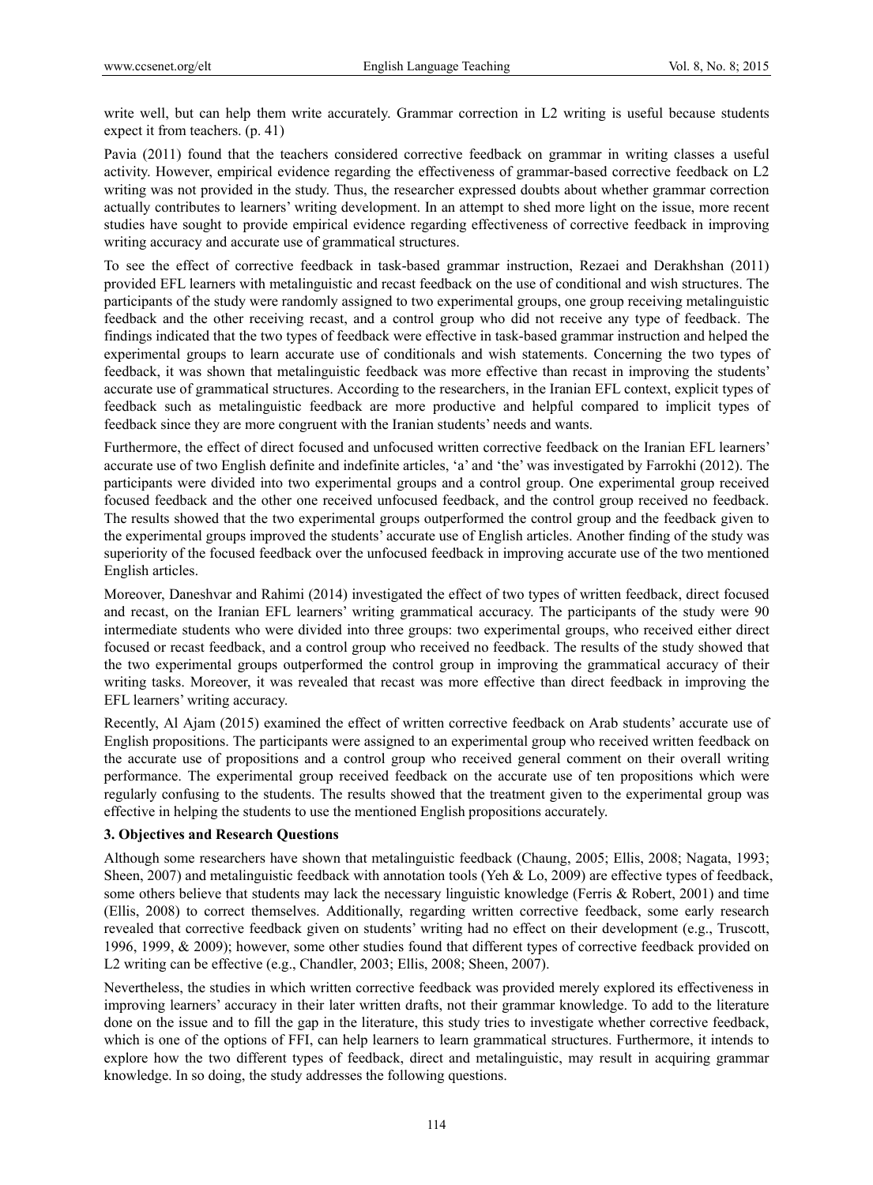write well, but can help them write accurately. Grammar correction in L2 writing is useful because students expect it from teachers. (p. 41)

Pavia (2011) found that the teachers considered corrective feedback on grammar in writing classes a useful activity. However, empirical evidence regarding the effectiveness of grammar-based corrective feedback on L2 writing was not provided in the study. Thus, the researcher expressed doubts about whether grammar correction actually contributes to learners' writing development. In an attempt to shed more light on the issue, more recent studies have sought to provide empirical evidence regarding effectiveness of corrective feedback in improving writing accuracy and accurate use of grammatical structures.

To see the effect of corrective feedback in task-based grammar instruction, Rezaei and Derakhshan (2011) provided EFL learners with metalinguistic and recast feedback on the use of conditional and wish structures. The participants of the study were randomly assigned to two experimental groups, one group receiving metalinguistic feedback and the other receiving recast, and a control group who did not receive any type of feedback. The findings indicated that the two types of feedback were effective in task-based grammar instruction and helped the experimental groups to learn accurate use of conditionals and wish statements. Concerning the two types of feedback, it was shown that metalinguistic feedback was more effective than recast in improving the students' accurate use of grammatical structures. According to the researchers, in the Iranian EFL context, explicit types of feedback such as metalinguistic feedback are more productive and helpful compared to implicit types of feedback since they are more congruent with the Iranian students' needs and wants.

Furthermore, the effect of direct focused and unfocused written corrective feedback on the Iranian EFL learners' accurate use of two English definite and indefinite articles, 'a' and 'the' was investigated by Farrokhi (2012). The participants were divided into two experimental groups and a control group. One experimental group received focused feedback and the other one received unfocused feedback, and the control group received no feedback. The results showed that the two experimental groups outperformed the control group and the feedback given to the experimental groups improved the students' accurate use of English articles. Another finding of the study was superiority of the focused feedback over the unfocused feedback in improving accurate use of the two mentioned English articles.

Moreover, Daneshvar and Rahimi (2014) investigated the effect of two types of written feedback, direct focused and recast, on the Iranian EFL learners' writing grammatical accuracy. The participants of the study were 90 intermediate students who were divided into three groups: two experimental groups, who received either direct focused or recast feedback, and a control group who received no feedback. The results of the study showed that the two experimental groups outperformed the control group in improving the grammatical accuracy of their writing tasks. Moreover, it was revealed that recast was more effective than direct feedback in improving the EFL learners' writing accuracy.

Recently, Al Ajam (2015) examined the effect of written corrective feedback on Arab students' accurate use of English propositions. The participants were assigned to an experimental group who received written feedback on the accurate use of propositions and a control group who received general comment on their overall writing performance. The experimental group received feedback on the accurate use of ten propositions which were regularly confusing to the students. The results showed that the treatment given to the experimental group was effective in helping the students to use the mentioned English propositions accurately.

### 3. Objectives and Research Questions

Although some researchers have shown that metalinguistic feedback (Chaung, 2005; Ellis, 2008; Nagata, 1993; Sheen, 2007) and metalinguistic feedback with annotation tools (Yeh & Lo, 2009) are effective types of feedback, some others believe that students may lack the necessary linguistic knowledge (Ferris & Robert, 2001) and time (Ellis, 2008) to correct themselves. Additionally, regarding written corrective feedback, some early research revealed that corrective feedback given on students' writing had no effect on their development (e.g., Truscott, 1996, 1999, & 2009); however, some other studies found that different types of corrective feedback provided on L2 writing can be effective (e.g., Chandler, 2003; Ellis, 2008; Sheen, 2007).

Nevertheless, the studies in which written corrective feedback was provided merely explored its effectiveness in improving learners' accuracy in their later written drafts, not their grammar knowledge. To add to the literature done on the issue and to fill the gap in the literature, this study tries to investigate whether corrective feedback, which is one of the options of FFI, can help learners to learn grammatical structures. Furthermore, it intends to explore how the two different types of feedback, direct and metalinguistic, may result in acquiring grammar knowledge. In so doing, the study addresses the following questions.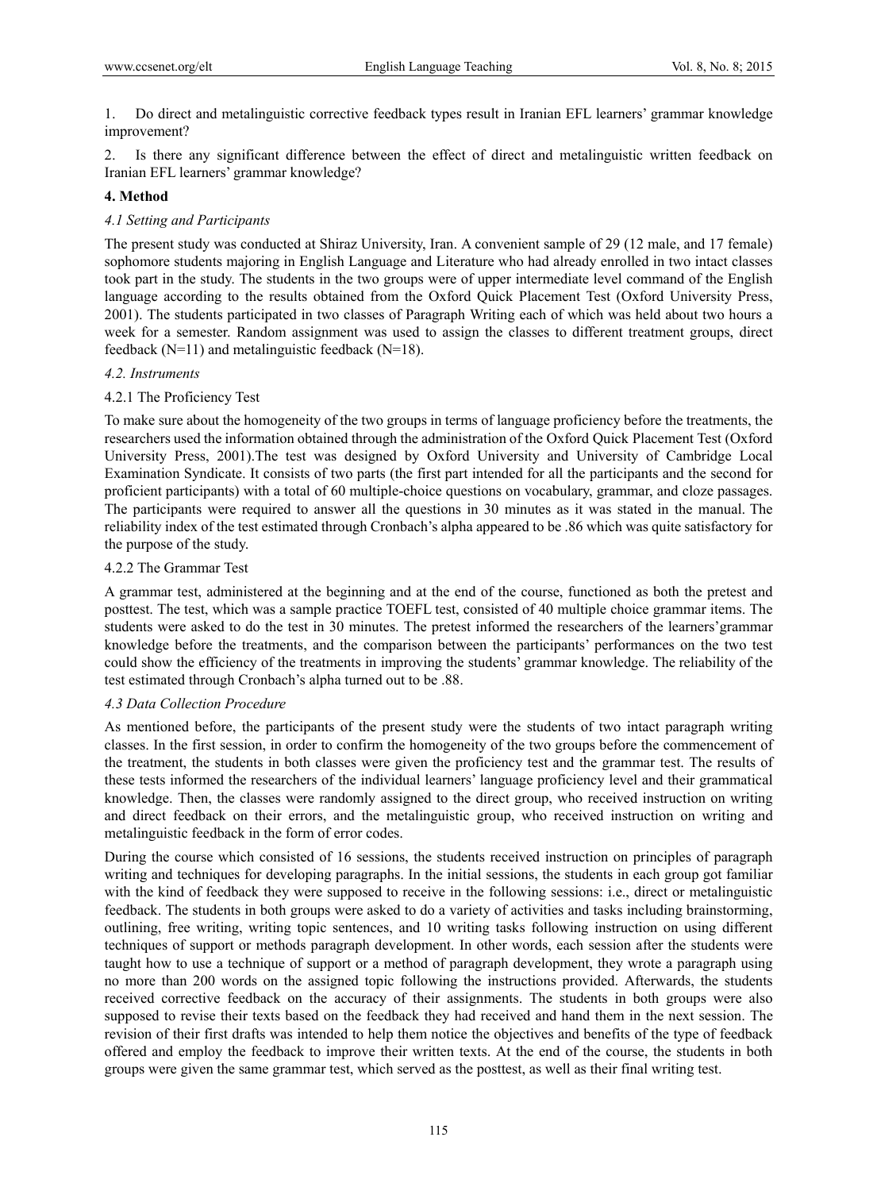1. Do direct and metalinguistic corrective feedback types result in Iranian EFL learners' grammar knowledge improvement?

2. Is there any significant difference between the effect of direct and metalinguistic written feedback on Iranian EFL learners' grammar knowledge?

## 4. Method

### *4.1 Setting and Participants*

The present study was conducted at Shiraz University, Iran. A convenient sample of 29 (12 male, and 17 female) sophomore students majoring in English Language and Literature who had already enrolled in two intact classes took part in the study. The students in the two groups were of upper intermediate level command of the English language according to the results obtained from the Oxford Quick Placement Test (Oxford University Press, 2001). The students participated in two classes of Paragraph Writing each of which was held about two hours a week for a semester. Random assignment was used to assign the classes to different treatment groups, direct feedback (N=11) and metalinguistic feedback (N=18).

### *4.2. Instruments*

#### 4.2.1 The Proficiency Test

To make sure about the homogeneity of the two groups in terms of language proficiency before the treatments, the researchers used the information obtained through the administration of the Oxford Quick Placement Test (Oxford University Press, 2001).The test was designed by Oxford University and University of Cambridge Local Examination Syndicate. It consists of two parts (the first part intended for all the participants and the second for proficient participants) with a total of 60 multiple-choice questions on vocabulary, grammar, and cloze passages. The participants were required to answer all the questions in 30 minutes as it was stated in the manual. The reliability index of the test estimated through Cronbach's alpha appeared to be .86 which was quite satisfactory for the purpose of the study.

#### 4.2.2 The Grammar Test

A grammar test, administered at the beginning and at the end of the course, functioned as both the pretest and posttest. The test, which was a sample practice TOEFL test, consisted of 40 multiple choice grammar items. The students were asked to do the test in 30 minutes. The pretest informed the researchers of the learners'grammar knowledge before the treatments, and the comparison between the participants' performances on the two test could show the efficiency of the treatments in improving the students' grammar knowledge. The reliability of the test estimated through Cronbach's alpha turned out to be .88.

### *4.3 Data Collection Procedure*

As mentioned before, the participants of the present study were the students of two intact paragraph writing classes. In the first session, in order to confirm the homogeneity of the two groups before the commencement of the treatment, the students in both classes were given the proficiency test and the grammar test. The results of these tests informed the researchers of the individual learners' language proficiency level and their grammatical knowledge. Then, the classes were randomly assigned to the direct group, who received instruction on writing and direct feedback on their errors, and the metalinguistic group, who received instruction on writing and metalinguistic feedback in the form of error codes.

During the course which consisted of 16 sessions, the students received instruction on principles of paragraph writing and techniques for developing paragraphs. In the initial sessions, the students in each group got familiar with the kind of feedback they were supposed to receive in the following sessions: i.e., direct or metalinguistic feedback. The students in both groups were asked to do a variety of activities and tasks including brainstorming, outlining, free writing, writing topic sentences, and 10 writing tasks following instruction on using different techniques of support or methods paragraph development. In other words, each session after the students were taught how to use a technique of support or a method of paragraph development, they wrote a paragraph using no more than 200 words on the assigned topic following the instructions provided. Afterwards, the students received corrective feedback on the accuracy of their assignments. The students in both groups were also supposed to revise their texts based on the feedback they had received and hand them in the next session. The revision of their first drafts was intended to help them notice the objectives and benefits of the type of feedback offered and employ the feedback to improve their written texts. At the end of the course, the students in both groups were given the same grammar test, which served as the posttest, as well as their final writing test.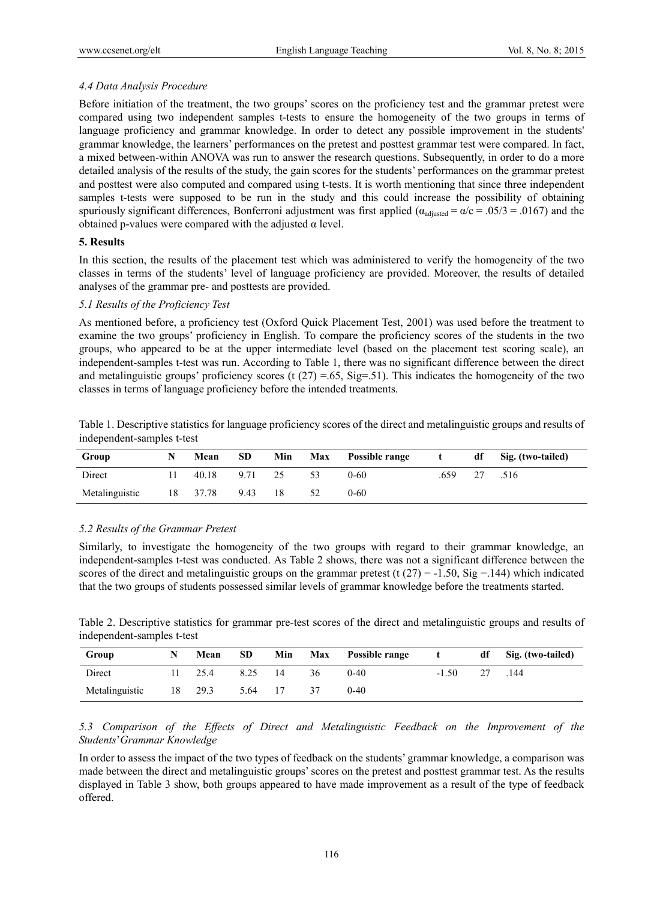### 4.4 Data Analysis Procedure

Before initiation of the treatment, the two groups' scores on the proficiency test and the grammar pretest were compared using two independent samples t-tests to ensure the homogeneity of the two groups in terms of language proficiency and grammar knowledge. In order to detect any possible improvement in the students' grammar knowledge, the learners' performances on the pretest and posttest grammar test were compared. In fact, a mixed between-within ANOVA was run to answer the research questions. Subsequently, in order to do a more detailed analysis of the results of the study, the gain scores for the students' performances on the grammar pretest and posttest were also computed and compared using t-tests. It is worth mentioning that since three independent samples t-tests were supposed to be run in the study and this could increase the possibility of obtaining spuriously significant differences, Bonferroni adjustment was first applied ($\alpha_{adjusted} = \alpha/c = .05/3 = .0167$) and the obtained p-values were compared with the adjusted α level.

## 5. Results

In this section, the results of the placement test which was administered to verify the homogeneity of the two classes in terms of the students' level of language proficiency are provided. Moreover, the results of detailed analyses of the grammar pre- and posttests are provided.

### 5.1 Results of the Proficiency Test

As mentioned before, a proficiency test (Oxford Quick Placement Test, 2001) was used before the treatment to examine the two groups' proficiency in English. To compare the proficiency scores of the students in the two groups, who appeared to be at the upper intermediate level (based on the placement test scoring scale), an independent-samples t-test was run. According to Table 1, there was no significant difference between the direct and metalinguistic groups' proficiency scores ($t(27) = .65$, Sig=.51). This indicates the homogeneity of the two classes in terms of language proficiency before the intended treatments.

Table 1. Descriptive statistics for language proficiency scores of the direct and metalinguistic groups and results of independent-samples t-test

| Group | N | Mean | SD | Min | Max | Possible range | t | df | Sig. (two-tailed) |
|---|---|---|---|---|---|---|---|---|---|
| Direct | 11 | 40.18 | 9.71 | 25 | 53 | 0-60 | .659 | 27 | .516 |
| Metalinguistic | 18 | 37.78 | 9.43 | 18 | 52 | 0-60 | | | |

### 5.2 Results of the Grammar Pretest

Similarly, to investigate the homogeneity of the two groups with regard to their grammar knowledge, an independent-samples t-test was conducted. As Table 2 shows, there was not a significant difference between the scores of the direct and metalinguistic groups on the grammar pretest ($t(27) = -1.50$, Sig =.144) which indicated that the two groups of students possessed similar levels of grammar knowledge before the treatments started.

Table 2. Descriptive statistics for grammar pre-test scores of the direct and metalinguistic groups and results of independent-samples t-test

| Group | N | Mean | SD | Min | Max | Possible range | t | df | Sig. (two-tailed) |
|---|---|---|---|---|---|---|---|---|---|
| Direct | 11 | 25.4 | 8.25 | 14 | 36 | 0-40 | -1.50 | 27 | .144 |
| Metalinguistic | 18 | 29.3 | 5.64 | 17 | 37 | 0-40 | | | |

### 5.3 Comparison of the Effects of Direct and Metalinguistic Feedback on the Improvement of the Students' Grammar Knowledge

In order to assess the impact of the two types of feedback on the students' grammar knowledge, a comparison was made between the direct and metalinguistic groups' scores on the pretest and posttest grammar test. As the results displayed in Table 3 show, both groups appeared to have made improvement as a result of the type of feedback offered.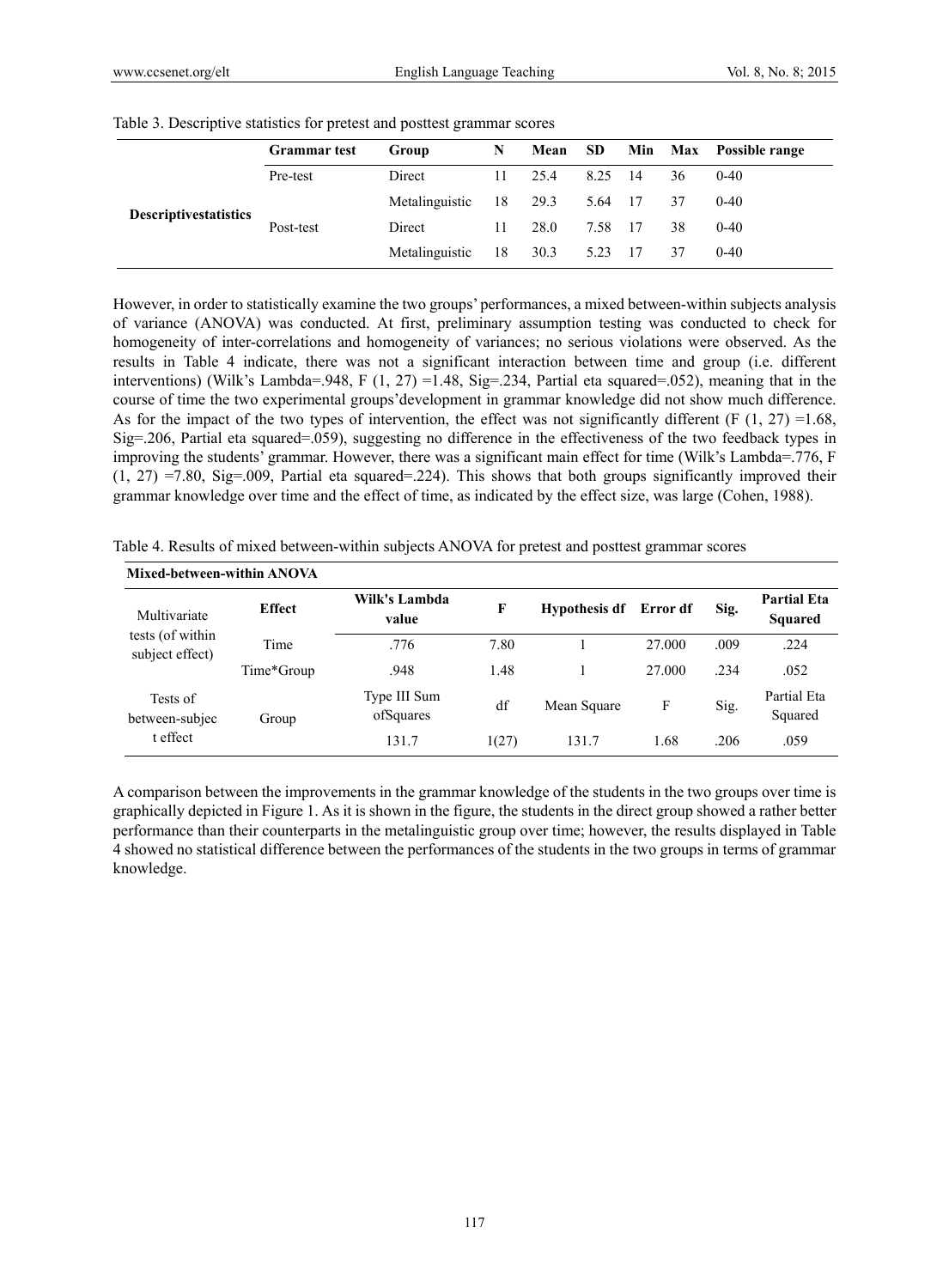Table 3. Descriptive statistics for pretest and posttest grammar scores

| | Grammar test | Group | N | Mean | SD | Min | Max | Possible range |
|---|---|---|---|---|---|---|---|---|
| **Descriptivestatistics** | Pre-test | Direct | 11 | 25.4 | 8.25 | 14 | 36 | 0-40 |
| | | Metalinguistic | 18 | 29.3 | 5.64 | 17 | 37 | 0-40 |
| | Post-test | Direct | 11 | 28.0 | 7.58 | 17 | 38 | 0-40 |
| | | Metalinguistic | 18 | 30.3 | 5.23 | 17 | 37 | 0-40 |

However, in order to statistically examine the two groups' performances, a mixed between-within subjects analysis of variance (ANOVA) was conducted. At first, preliminary assumption testing was conducted to check for homogeneity of inter-correlations and homogeneity of variances; no serious violations were observed. As the results in Table 4 indicate, there was not a significant interaction between time and group (i.e. different interventions) (Wilk's Lambda=.948, F (1, 27) =1.48, Sig=.234, Partial eta squared=.052), meaning that in the course of time the two experimental groups'development in grammar knowledge did not show much difference. As for the impact of the two types of intervention, the effect was not significantly different (F (1, 27) =1.68, Sig=.206, Partial eta squared=.059), suggesting no difference in the effectiveness of the two feedback types in improving the students' grammar. However, there was a significant main effect for time (Wilk's Lambda=.776, F (1, 27) =7.80, Sig=.009, Partial eta squared=.224). This shows that both groups significantly improved their grammar knowledge over time and the effect of time, as indicated by the effect size, was large (Cohen, 1988).

Table 4. Results of mixed between-within subjects ANOVA for pretest and posttest grammar scores

| **Mixed-between-within ANOVA** | | | | | | | |
|---|---|---|---|---|---|---|---|
| Multivariate tests (of within subject effect) | **Effect** | **Wilk's Lambda value** | **F** | **Hypothesis df** | **Error df** | **Sig.** | **Partial Eta Squared** |
| | Time | .776 | 7.80 | 1 | 27.000 | .009 | .224 |
| | Time*Group | .948 | 1.48 | 1 | 27.000 | .234 | .052 |
| Tests of between-subject effect | Group | Type III Sum ofSquares | df | Mean Square | F | Sig. | Partial Eta Squared |
| | | 131.7 | 1(27) | 131.7 | 1.68 | .206 | .059 |

A comparison between the improvements in the grammar knowledge of the students in the two groups over time is graphically depicted in Figure 1. As it is shown in the figure, the students in the direct group showed a rather better performance than their counterparts in the metalinguistic group over time; however, the results displayed in Table 4 showed no statistical difference between the performances of the students in the two groups in terms of grammar knowledge.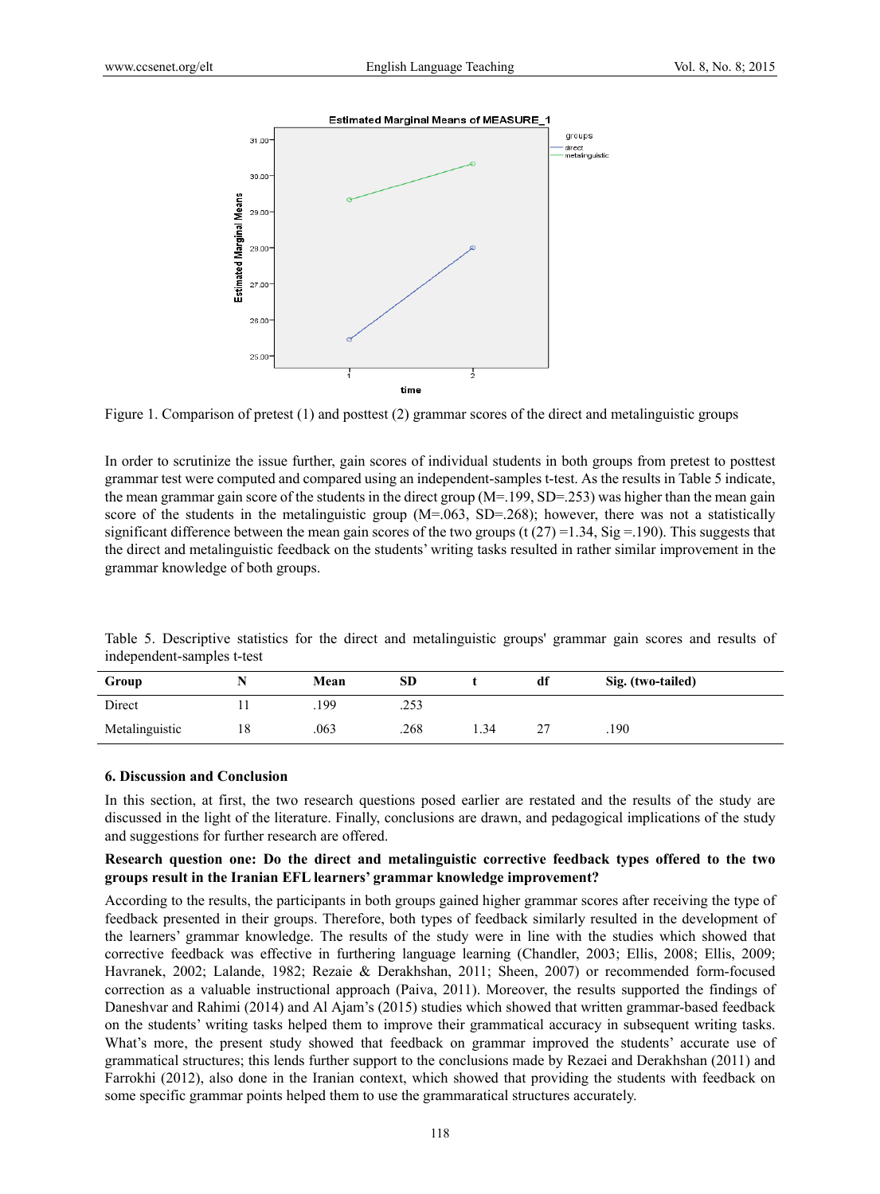Figure 1. Comparison of pretest (1) and posttest (2) grammar scores of the direct and metalinguistic groups

In order to scrutinize the issue further, gain scores of individual students in both groups from pretest to posttest grammar test were computed and compared using an independent-samples t-test. As the results in Table 5 indicate, the mean grammar gain score of the students in the direct group (M=.199, SD=.253) was higher than the mean gain score of the students in the metalinguistic group (M=.063, SD=.268); however, there was not a statistically significant difference between the mean gain scores of the two groups (t (27) =1.34, Sig =.190). This suggests that the direct and metalinguistic feedback on the students' writing tasks resulted in rather similar improvement in the grammar knowledge of both groups.

Table 5. Descriptive statistics for the direct and metalinguistic groups' grammar gain scores and results of independent-samples t-test

| Group | N | Mean | SD | t | df | Sig. (two-tailed) |
|---|---|---|---|---|---|---|
| Direct | 11 | .199 | .253 | | | |
| Metalinguistic | 18 | .063 | .268 | 1.34 | 27 | .190 |

## 6. Discussion and Conclusion

In this section, at first, the two research questions posed earlier are restated and the results of the study are discussed in the light of the literature. Finally, conclusions are drawn, and pedagogical implications of the study and suggestions for further research are offered.

**Research question one: Do the direct and metalinguistic corrective feedback types offered to the two groups result in the Iranian EFL learners' grammar knowledge improvement?**

According to the results, the participants in both groups gained higher grammar scores after receiving the type of feedback presented in their groups. Therefore, both types of feedback similarly resulted in the development of the learners' grammar knowledge. The results of the study were in line with the studies which showed that corrective feedback was effective in furthering language learning (Chandler, 2003; Ellis, 2008; Ellis, 2009; Havranek, 2002; Lalande, 1982; Rezaie & Derakhshan, 2011; Sheen, 2007) or recommended form-focused correction as a valuable instructional approach (Paiva, 2011). Moreover, the results supported the findings of Daneshvar and Rahimi (2014) and Al Ajam's (2015) studies which showed that written grammar-based feedback on the students' writing tasks helped them to improve their grammatical accuracy in subsequent writing tasks. What's more, the present study showed that feedback on grammar improved the students' accurate use of grammatical structures; this lends further support to the conclusions made by Rezaei and Derakhshan (2011) and Farrokhi (2012), also done in the Iranian context, which showed that providing the students with feedback on some specific grammar points helped them to use the grammaratical structures accurately.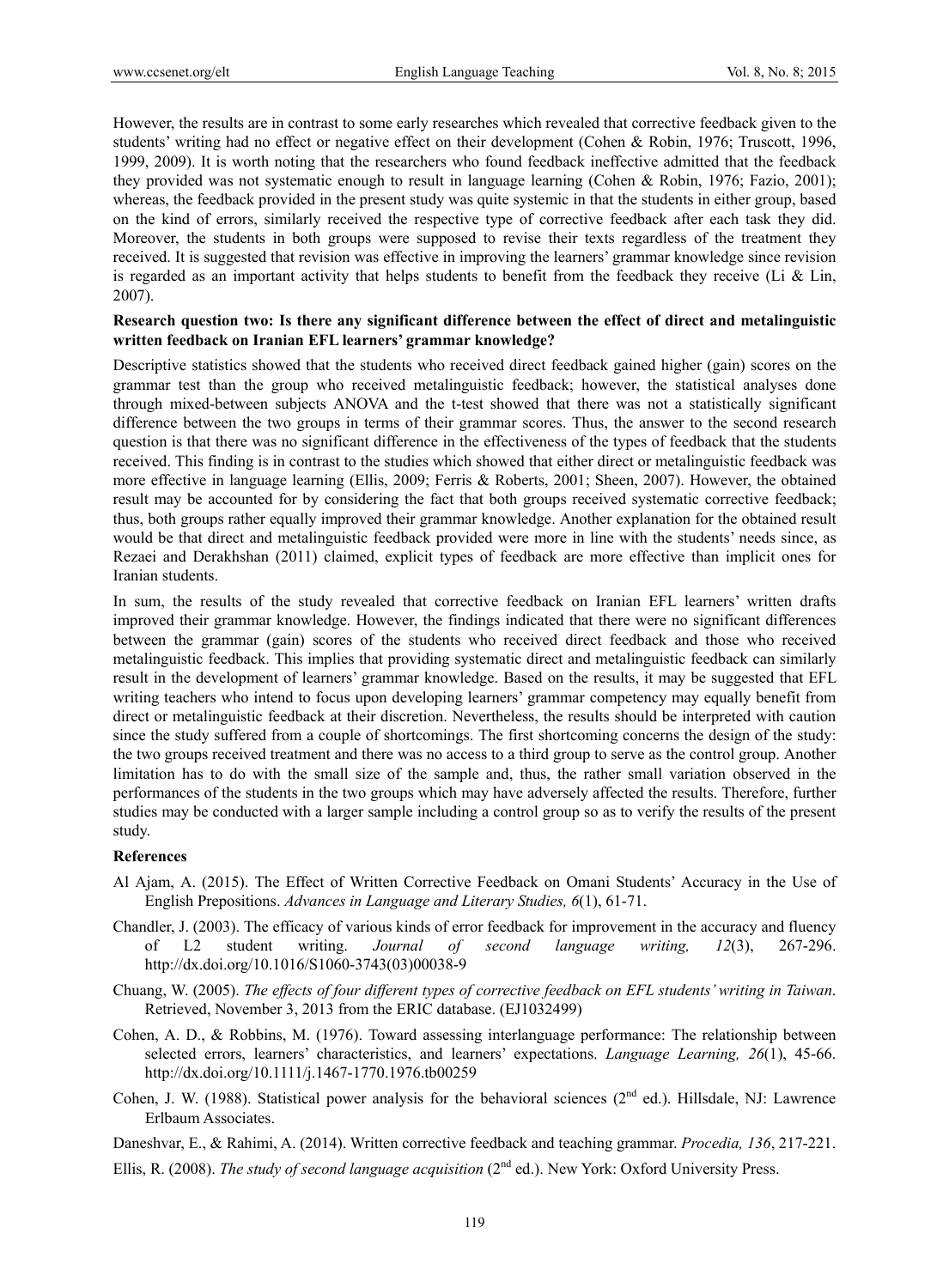However, the results are in contrast to some early researches which revealed that corrective feedback given to the students' writing had no effect or negative effect on their development (Cohen & Robin, 1976; Truscott, 1996, 1999, 2009). It is worth noting that the researchers who found feedback ineffective admitted that the feedback they provided was not systematic enough to result in language learning (Cohen & Robin, 1976; Fazio, 2001); whereas, the feedback provided in the present study was quite systemic in that the students in either group, based on the kind of errors, similarly received the respective type of corrective feedback after each task they did. Moreover, the students in both groups were supposed to revise their texts regardless of the treatment they received. It is suggested that revision was effective in improving the learners' grammar knowledge since revision is regarded as an important activity that helps students to benefit from the feedback they receive (Li & Lin, 2007).

**Research question two: Is there any significant difference between the effect of direct and metalinguistic written feedback on Iranian EFL learners' grammar knowledge?**

Descriptive statistics showed that the students who received direct feedback gained higher (gain) scores on the grammar test than the group who received metalinguistic feedback; however, the statistical analyses done through mixed-between subjects ANOVA and the t-test showed that there was not a statistically significant difference between the two groups in terms of their grammar scores. Thus, the answer to the second research question is that there was no significant difference in the effectiveness of the types of feedback that the students received. This finding is in contrast to the studies which showed that either direct or metalinguistic feedback was more effective in language learning (Ellis, 2009; Ferris & Roberts, 2001; Sheen, 2007). However, the obtained result may be accounted for by considering the fact that both groups received systematic corrective feedback; thus, both groups rather equally improved their grammar knowledge. Another explanation for the obtained result would be that direct and metalinguistic feedback provided were more in line with the students' needs since, as Rezaei and Derakhshan (2011) claimed, explicit types of feedback are more effective than implicit ones for Iranian students.

In sum, the results of the study revealed that corrective feedback on Iranian EFL learners' written drafts improved their grammar knowledge. However, the findings indicated that there were no significant differences between the grammar (gain) scores of the students who received direct feedback and those who received metalinguistic feedback. This implies that providing systematic direct and metalinguistic feedback can similarly result in the development of learners' grammar knowledge. Based on the results, it may be suggested that EFL writing teachers who intend to focus upon developing learners' grammar competency may equally benefit from direct or metalinguistic feedback at their discretion. Nevertheless, the results should be interpreted with caution since the study suffered from a couple of shortcomings. The first shortcoming concerns the design of the study: the two groups received treatment and there was no access to a third group to serve as the control group. Another limitation has to do with the small size of the sample and, thus, the rather small variation observed in the performances of the students in the two groups which may have adversely affected the results. Therefore, further studies may be conducted with a larger sample including a control group so as to verify the results of the present study.

## References

Al Ajam, A. (2015). The Effect of Written Corrective Feedback on Omani Students' Accuracy in the Use of English Prepositions. *Advances in Language and Literary Studies, 6*(1), 61-71.

Chandler, J. (2003). The efficacy of various kinds of error feedback for improvement in the accuracy and fluency of L2 student writing. *Journal of second language writing, 12*(3), 267-296. http://dx.doi.org/10.1016/S1060-3743(03)00038-9

Chuang, W. (2005). *The effects of four different types of corrective feedback on EFL students' writing in Taiwan*. Retrieved, November 3, 2013 from the ERIC database. (EJ1032499)

Cohen, A. D., & Robbins, M. (1976). Toward assessing interlanguage performance: The relationship between selected errors, learners' characteristics, and learners' expectations. *Language Learning, 26*(1), 45-66. http://dx.doi.org/10.1111/j.1467-1770.1976.tb00259

Cohen, J. W. (1988). Statistical power analysis for the behavioral sciences (2nd ed.). Hillsdale, NJ: Lawrence Erlbaum Associates.

Daneshvar, E., & Rahimi, A. (2014). Written corrective feedback and teaching grammar. *Procedia, 136*, 217-221.

Ellis, R. (2008). *The study of second language acquisition* (2nd ed.). New York: Oxford University Press.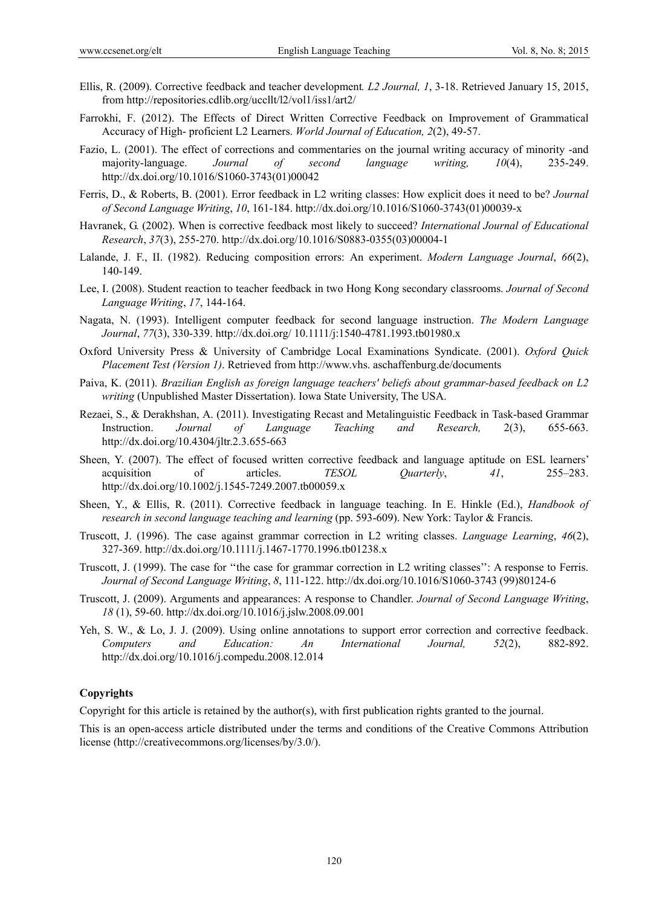Ellis, R. (2009). Corrective feedback and teacher development. *L2 Journal, 1*, 3-18. Retrieved January 15, 2015, from http://repositories.cdlib.org/uccllt/l2/vol1/iss1/art2/

Farrokhi, F. (2012). The Effects of Direct Written Corrective Feedback on Improvement of Grammatical Accuracy of High- proficient L2 Learners. *World Journal of Education, 2*(2), 49-57.

Fazio, L. (2001). The effect of corrections and commentaries on the journal writing accuracy of minority -and majority-language. *Journal of second language writing, 10*(4), 235-249. http://dx.doi.org/10.1016/S1060-3743(01)00042

Ferris, D., & Roberts, B. (2001). Error feedback in L2 writing classes: How explicit does it need to be? *Journal of Second Language Writing*, *10*, 161-184. http://dx.doi.org/10.1016/S1060-3743(01)00039-x

Havranek, G. (2002). When is corrective feedback most likely to succeed? *International Journal of Educational Research*, *37*(3), 255-270. http://dx.doi.org/10.1016/S0883-0355(03)00004-1

Lalande, J. F., II. (1982). Reducing composition errors: An experiment. *Modern Language Journal*, *66*(2), 140-149.

Lee, I. (2008). Student reaction to teacher feedback in two Hong Kong secondary classrooms. *Journal of Second Language Writing*, *17*, 144-164.

Nagata, N. (1993). Intelligent computer feedback for second language instruction. *The Modern Language Journal*, *77*(3), 330-339. http://dx.doi.org/ 10.1111/j:1540-4781.1993.tb01980.x

Oxford University Press & University of Cambridge Local Examinations Syndicate. (2001). *Oxford Quick Placement Test (Version 1)*. Retrieved from http://www.vhs. aschaffenburg.de/documents

Paiva, K. (2011). *Brazilian English as foreign language teachers' beliefs about grammar-based feedback on L2 writing* (Unpublished Master Dissertation). Iowa State University, The USA.

Rezaei, S., & Derakhshan, A. (2011). Investigating Recast and Metalinguistic Feedback in Task-based Grammar Instruction. *Journal of Language Teaching and Research,* 2(3), 655-663. http://dx.doi.org/10.4304/jltr.2.3.655-663

Sheen, Y. (2007). The effect of focused written corrective feedback and language aptitude on ESL learners' acquisition of articles. *TESOL Quarterly*, *41*, 255–283. http://dx.doi.org/10.1002/j.1545-7249.2007.tb00059.x

Sheen, Y., & Ellis, R. (2011). Corrective feedback in language teaching. In E. Hinkle (Ed.), *Handbook of research in second language teaching and learning* (pp. 593-609). New York: Taylor & Francis.

Truscott, J. (1996). The case against grammar correction in L2 writing classes. *Language Learning*, *46*(2), 327-369. http://dx.doi.org/10.1111/j.1467-1770.1996.tb01238.x

Truscott, J. (1999). The case for ''the case for grammar correction in L2 writing classes'': A response to Ferris. *Journal of Second Language Writing*, *8*, 111-122. http://dx.doi.org/10.1016/S1060-3743 (99)80124-6

Truscott, J. (2009). Arguments and appearances: A response to Chandler. *Journal of Second Language Writing*, *18* (1), 59-60. http://dx.doi.org/10.1016/j.jslw.2008.09.001

Yeh, S. W., & Lo, J. J. (2009). Using online annotations to support error correction and corrective feedback. *Computers and Education: An International Journal, 52*(2), 882-892. http://dx.doi.org/10.1016/j.compedu.2008.12.014

**Copyrights**

Copyright for this article is retained by the author(s), with first publication rights granted to the journal.

This is an open-access article distributed under the terms and conditions of the Creative Commons Attribution license (http://creativecommons.org/licenses/by/3.0/).